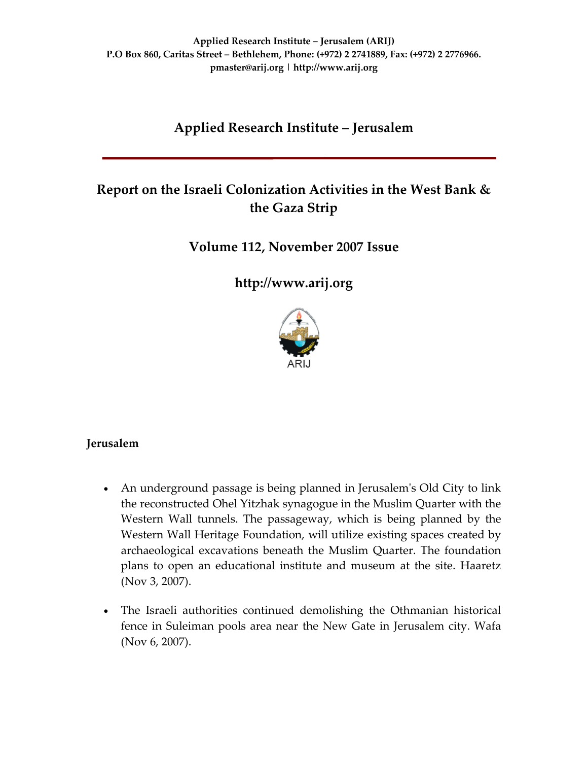**Applied Research Institute – Jerusalem (ARIJ)**
**P.O Box 860, Caritas Street – Bethlehem, Phone: (+972) 2 2741889, Fax: (+972) 2 2776966.**
**pmaster@arij.org | http://www.arij.org**

# Applied Research Institute – Jerusalem

## Report on the Israeli Colonization Activities in the West Bank & the Gaza Strip

## Volume 112, November 2007 Issue

## http://www.arij.org

ARIJ

### Jerusalem

- An underground passage is being planned in Jerusalem's Old City to link the reconstructed Ohel Yitzhak synagogue in the Muslim Quarter with the Western Wall tunnels. The passageway, which is being planned by the Western Wall Heritage Foundation, will utilize existing spaces created by archaeological excavations beneath the Muslim Quarter. The foundation plans to open an educational institute and museum at the site. Haaretz (Nov 3, 2007).

- The Israeli authorities continued demolishing the Othmanian historical fence in Suleiman pools area near the New Gate in Jerusalem city. Wafa (Nov 6, 2007).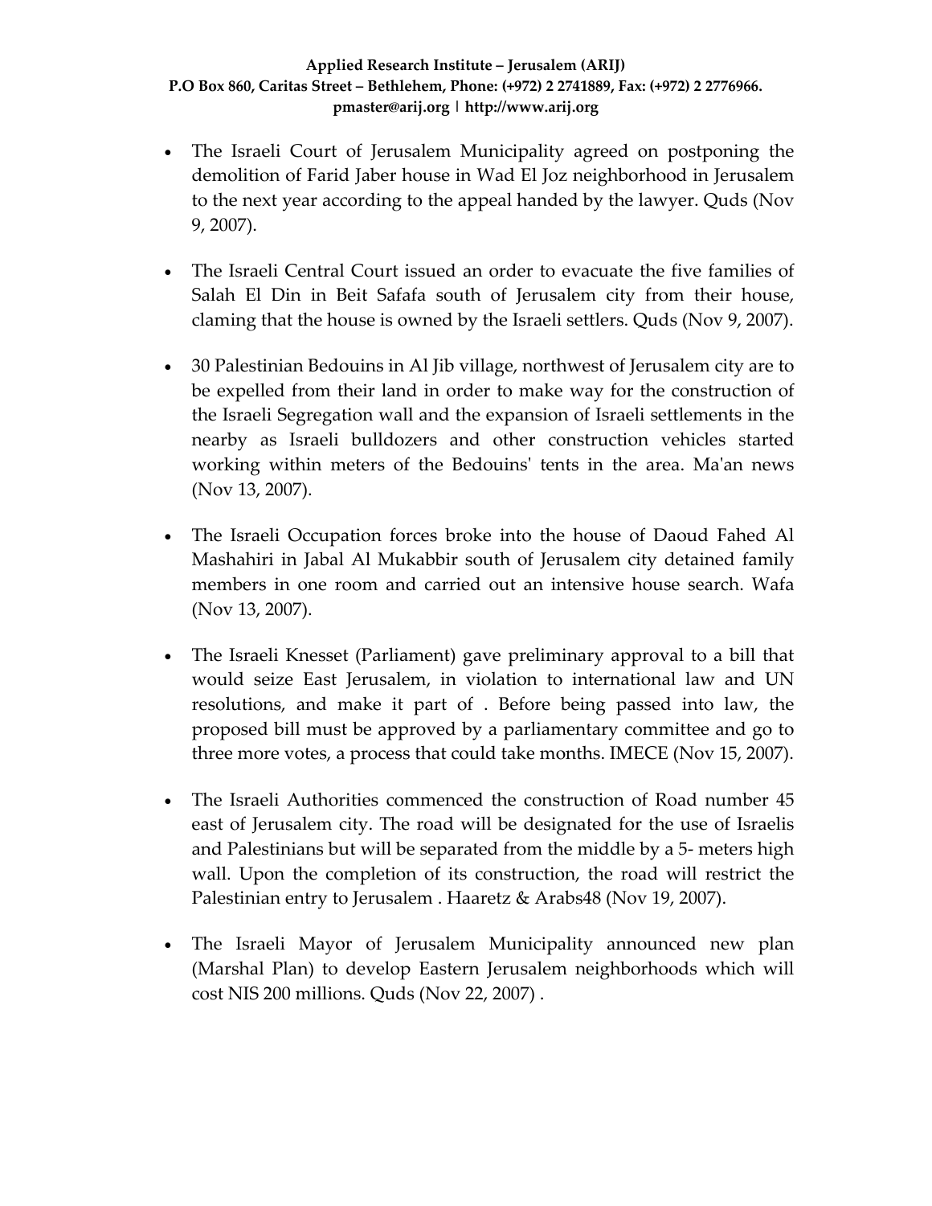- The Israeli Court of Jerusalem Municipality agreed on postponing the demolition of Farid Jaber house in Wad El Joz neighborhood in Jerusalem to the next year according to the appeal handed by the lawyer. Quds (Nov 9, 2007).

- The Israeli Central Court issued an order to evacuate the five families of Salah El Din in Beit Safafa south of Jerusalem city from their house, claming that the house is owned by the Israeli settlers. Quds (Nov 9, 2007).

- 30 Palestinian Bedouins in Al Jib village, northwest of Jerusalem city are to be expelled from their land in order to make way for the construction of the Israeli Segregation wall and the expansion of Israeli settlements in the nearby as Israeli bulldozers and other construction vehicles started working within meters of the Bedouins' tents in the area. Ma'an news (Nov 13, 2007).

- The Israeli Occupation forces broke into the house of Daoud Fahed Al Mashahiri in Jabal Al Mukabbir south of Jerusalem city detained family members in one room and carried out an intensive house search. Wafa (Nov 13, 2007).

- The Israeli Knesset (Parliament) gave preliminary approval to a bill that would seize East Jerusalem, in violation to international law and UN resolutions, and make it part of . Before being passed into law, the proposed bill must be approved by a parliamentary committee and go to three more votes, a process that could take months. IMECE (Nov 15, 2007).

- The Israeli Authorities commenced the construction of Road number 45 east of Jerusalem city. The road will be designated for the use of Israelis and Palestinians but will be separated from the middle by a 5- meters high wall. Upon the completion of its construction, the road will restrict the Palestinian entry to Jerusalem . Haaretz & Arabs48 (Nov 19, 2007).

- The Israeli Mayor of Jerusalem Municipality announced new plan (Marshal Plan) to develop Eastern Jerusalem neighborhoods which will cost NIS 200 millions. Quds (Nov 22, 2007) .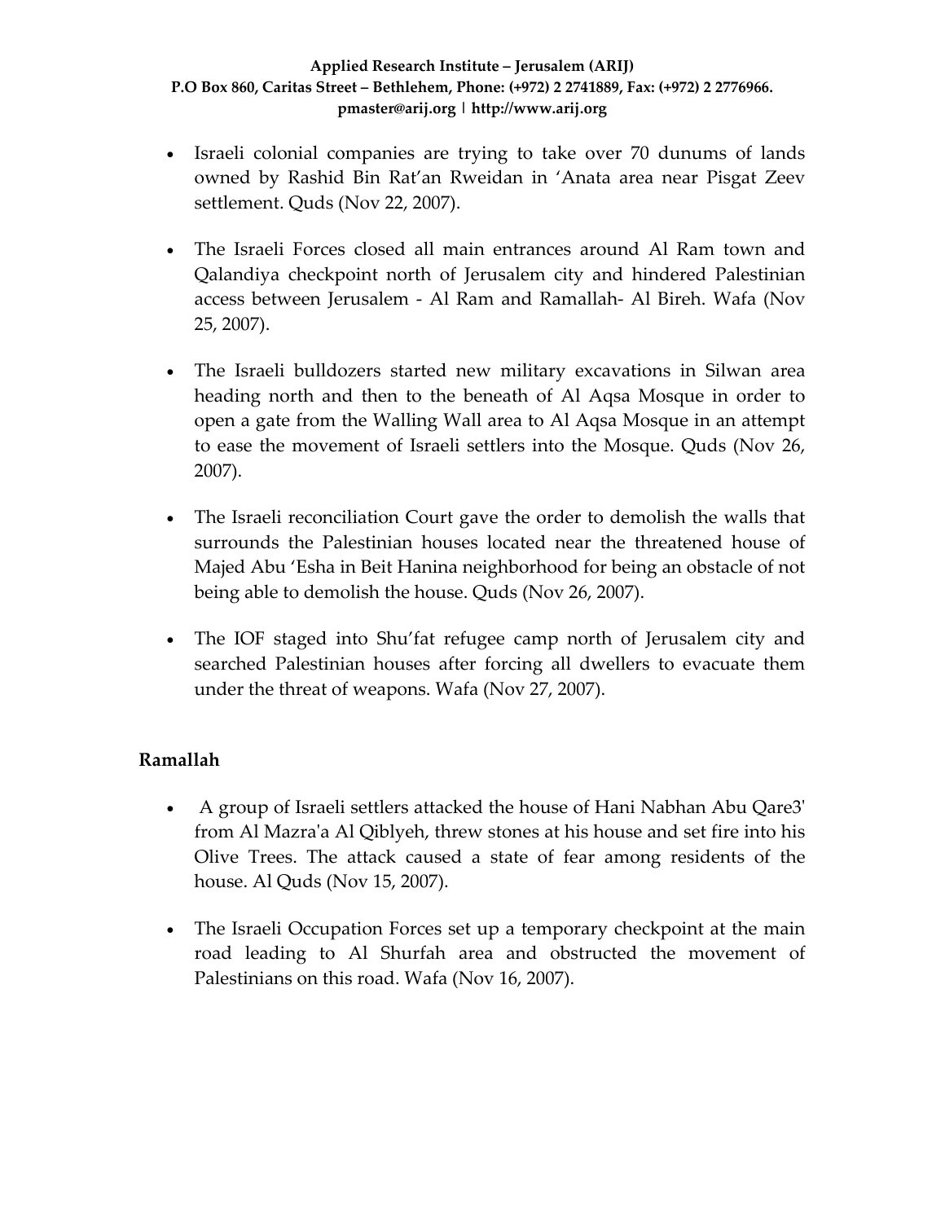- Israeli colonial companies are trying to take over 70 dunums of lands owned by Rashid Bin Rat'an Rweidan in 'Anata area near Pisgat Zeev settlement. Quds (Nov 22, 2007).

- The Israeli Forces closed all main entrances around Al Ram town and Qalandiya checkpoint north of Jerusalem city and hindered Palestinian access between Jerusalem - Al Ram and Ramallah- Al Bireh. Wafa (Nov 25, 2007).

- The Israeli bulldozers started new military excavations in Silwan area heading north and then to the beneath of Al Aqsa Mosque in order to open a gate from the Walling Wall area to Al Aqsa Mosque in an attempt to ease the movement of Israeli settlers into the Mosque. Quds (Nov 26, 2007).

- The Israeli reconciliation Court gave the order to demolish the walls that surrounds the Palestinian houses located near the threatened house of Majed Abu 'Esha in Beit Hanina neighborhood for being an obstacle of not being able to demolish the house. Quds (Nov 26, 2007).

- The IOF staged into Shu'fat refugee camp north of Jerusalem city and searched Palestinian houses after forcing all dwellers to evacuate them under the threat of weapons. Wafa (Nov 27, 2007).

**Ramallah**

- A group of Israeli settlers attacked the house of Hani Nabhan Abu Qare3' from Al Mazra'a Al Qiblyeh, threw stones at his house and set fire into his Olive Trees. The attack caused a state of fear among residents of the house. Al Quds (Nov 15, 2007).

- The Israeli Occupation Forces set up a temporary checkpoint at the main road leading to Al Shurfah area and obstructed the movement of Palestinians on this road. Wafa (Nov 16, 2007).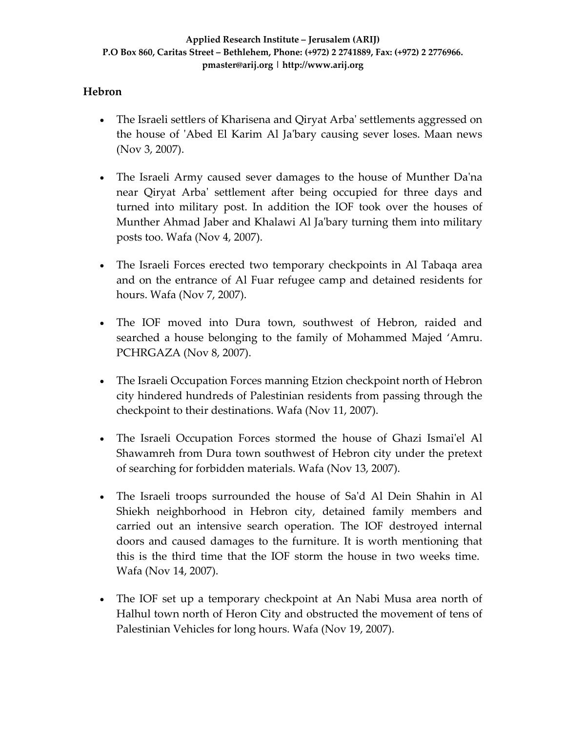## Hebron

- The Israeli settlers of Kharisena and Qiryat Arba' settlements aggressed on the house of 'Abed El Karim Al Ja'bary causing sever loses. Maan news (Nov 3, 2007).

- The Israeli Army caused sever damages to the house of Munther Da'na near Qiryat Arba' settlement after being occupied for three days and turned into military post. In addition the IOF took over the houses of Munther Ahmad Jaber and Khalawi Al Ja'bary turning them into military posts too. Wafa (Nov 4, 2007).

- The Israeli Forces erected two temporary checkpoints in Al Tabaqa area and on the entrance of Al Fuar refugee camp and detained residents for hours. Wafa (Nov 7, 2007).

- The IOF moved into Dura town, southwest of Hebron, raided and searched a house belonging to the family of Mohammed Majed 'Amru. PCHRGAZA (Nov 8, 2007).

- The Israeli Occupation Forces manning Etzion checkpoint north of Hebron city hindered hundreds of Palestinian residents from passing through the checkpoint to their destinations. Wafa (Nov 11, 2007).

- The Israeli Occupation Forces stormed the house of Ghazi Ismai'el Al Shawamreh from Dura town southwest of Hebron city under the pretext of searching for forbidden materials. Wafa (Nov 13, 2007).

- The Israeli troops surrounded the house of Sa'd Al Dein Shahin in Al Shiekh neighborhood in Hebron city, detained family members and carried out an intensive search operation. The IOF destroyed internal doors and caused damages to the furniture. It is worth mentioning that this is the third time that the IOF storm the house in two weeks time. Wafa (Nov 14, 2007).

- The IOF set up a temporary checkpoint at An Nabi Musa area north of Halhul town north of Heron City and obstructed the movement of tens of Palestinian Vehicles for long hours. Wafa (Nov 19, 2007).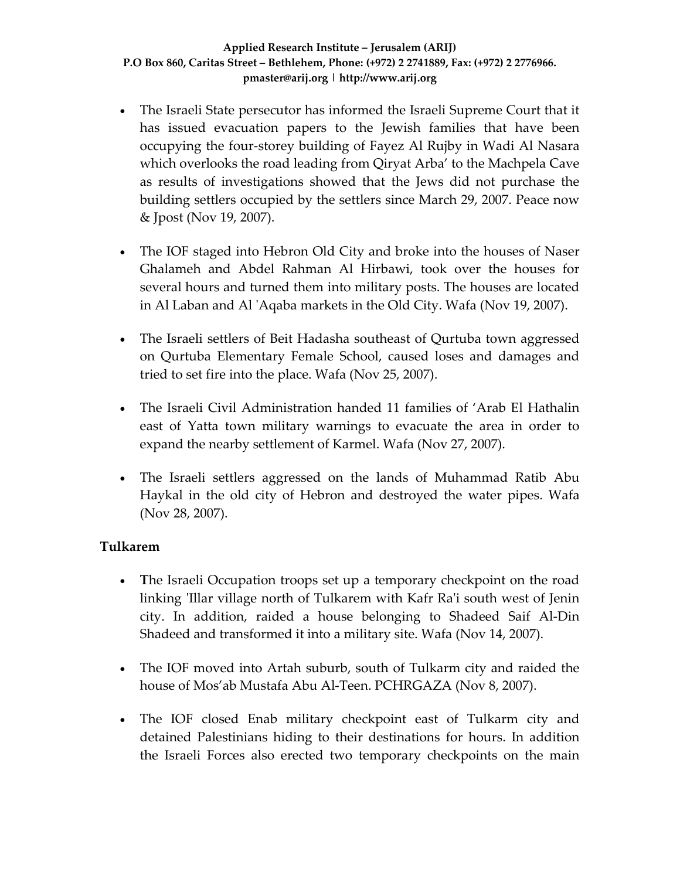- The Israeli State persecutor has informed the Israeli Supreme Court that it has issued evacuation papers to the Jewish families that have been occupying the four-storey building of Fayez Al Rujby in Wadi Al Nasara which overlooks the road leading from Qiryat Arba' to the Machpela Cave as results of investigations showed that the Jews did not purchase the building settlers occupied by the settlers since March 29, 2007. Peace now & Jpost (Nov 19, 2007).

- The IOF staged into Hebron Old City and broke into the houses of Naser Ghalameh and Abdel Rahman Al Hirbawi, took over the houses for several hours and turned them into military posts. The houses are located in Al Laban and Al 'Aqaba markets in the Old City. Wafa (Nov 19, 2007).

- The Israeli settlers of Beit Hadasha southeast of Qurtuba town aggressed on Qurtuba Elementary Female School, caused loses and damages and tried to set fire into the place. Wafa (Nov 25, 2007).

- The Israeli Civil Administration handed 11 families of 'Arab El Hathalin east of Yatta town military warnings to evacuate the area in order to expand the nearby settlement of Karmel. Wafa (Nov 27, 2007).

- The Israeli settlers aggressed on the lands of Muhammad Ratib Abu Haykal in the old city of Hebron and destroyed the water pipes. Wafa (Nov 28, 2007).

**Tulkarem**

- **T**he Israeli Occupation troops set up a temporary checkpoint on the road linking 'Illar village north of Tulkarem with Kafr Ra'i south west of Jenin city. In addition, raided a house belonging to Shadeed Saif Al-Din Shadeed and transformed it into a military site. Wafa (Nov 14, 2007).

- The IOF moved into Artah suburb, south of Tulkarm city and raided the house of Mos'ab Mustafa Abu Al-Teen. PCHRGAZA (Nov 8, 2007).

- The IOF closed Enab military checkpoint east of Tulkarm city and detained Palestinians hiding to their destinations for hours. In addition the Israeli Forces also erected two temporary checkpoints on the main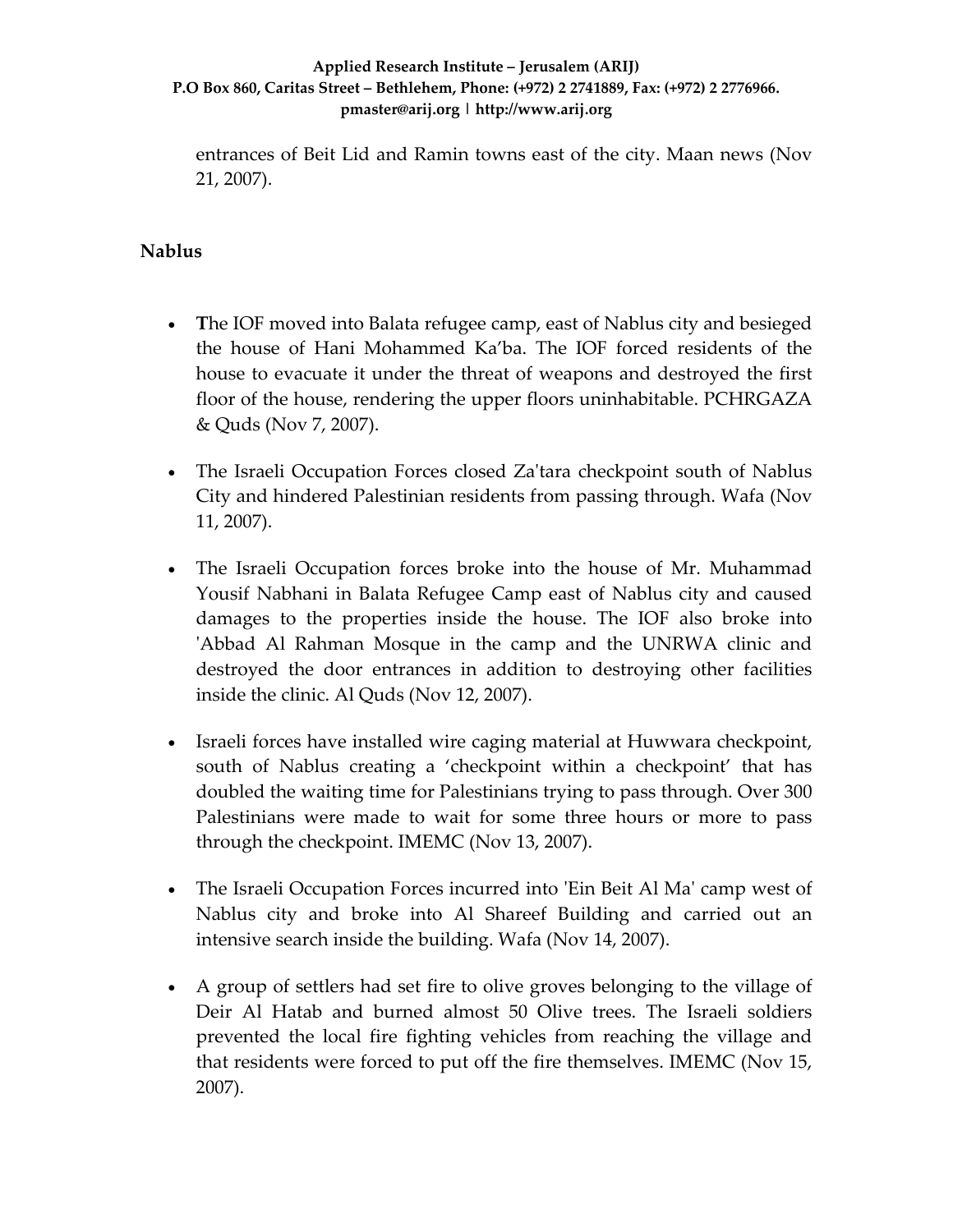entrances of Beit Lid and Ramin towns east of the city. Maan news (Nov 21, 2007).

## Nablus

- **T**he IOF moved into Balata refugee camp, east of Nablus city and besieged the house of Hani Mohammed Ka'ba. The IOF forced residents of the house to evacuate it under the threat of weapons and destroyed the first floor of the house, rendering the upper floors uninhabitable. PCHRGAZA & Quds (Nov 7, 2007).
- The Israeli Occupation Forces closed Za'tara checkpoint south of Nablus City and hindered Palestinian residents from passing through. Wafa (Nov 11, 2007).
- The Israeli Occupation forces broke into the house of Mr. Muhammad Yousif Nabhani in Balata Refugee Camp east of Nablus city and caused damages to the properties inside the house. The IOF also broke into 'Abbad Al Rahman Mosque in the camp and the UNRWA clinic and destroyed the door entrances in addition to destroying other facilities inside the clinic. Al Quds (Nov 12, 2007).
- Israeli forces have installed wire caging material at Huwwara checkpoint, south of Nablus creating a 'checkpoint within a checkpoint' that has doubled the waiting time for Palestinians trying to pass through. Over 300 Palestinians were made to wait for some three hours or more to pass through the checkpoint. IMEMC (Nov 13, 2007).
- The Israeli Occupation Forces incurred into 'Ein Beit Al Ma' camp west of Nablus city and broke into Al Shareef Building and carried out an intensive search inside the building. Wafa (Nov 14, 2007).
- A group of settlers had set fire to olive groves belonging to the village of Deir Al Hatab and burned almost 50 Olive trees. The Israeli soldiers prevented the local fire fighting vehicles from reaching the village and that residents were forced to put off the fire themselves. IMEMC (Nov 15, 2007).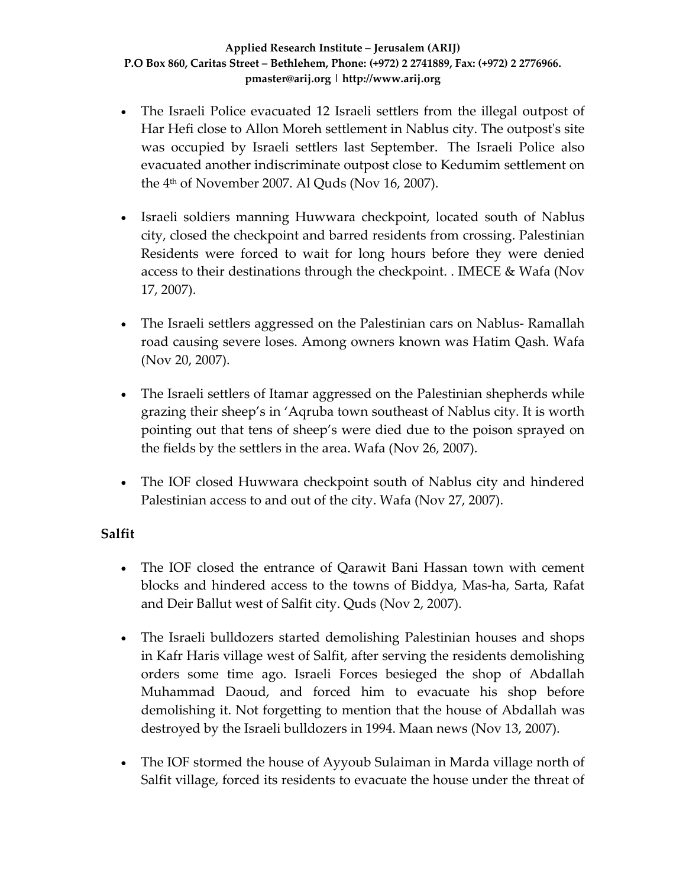- The Israeli Police evacuated 12 Israeli settlers from the illegal outpost of Har Hefi close to Allon Moreh settlement in Nablus city. The outpost's site was occupied by Israeli settlers last September. The Israeli Police also evacuated another indiscriminate outpost close to Kedumim settlement on the 4th of November 2007. Al Quds (Nov 16, 2007).

- Israeli soldiers manning Huwwara checkpoint, located south of Nablus city, closed the checkpoint and barred residents from crossing. Palestinian Residents were forced to wait for long hours before they were denied access to their destinations through the checkpoint. . IMECE & Wafa (Nov 17, 2007).

- The Israeli settlers aggressed on the Palestinian cars on Nablus- Ramallah road causing severe loses. Among owners known was Hatim Qash. Wafa (Nov 20, 2007).

- The Israeli settlers of Itamar aggressed on the Palestinian shepherds while grazing their sheep's in 'Aqruba town southeast of Nablus city. It is worth pointing out that tens of sheep's were died due to the poison sprayed on the fields by the settlers in the area. Wafa (Nov 26, 2007).

- The IOF closed Huwwara checkpoint south of Nablus city and hindered Palestinian access to and out of the city. Wafa (Nov 27, 2007).

**Salfit**

- The IOF closed the entrance of Qarawit Bani Hassan town with cement blocks and hindered access to the towns of Biddya, Mas-ha, Sarta, Rafat and Deir Ballut west of Salfit city. Quds (Nov 2, 2007).

- The Israeli bulldozers started demolishing Palestinian houses and shops in Kafr Haris village west of Salfit, after serving the residents demolishing orders some time ago. Israeli Forces besieged the shop of Abdallah Muhammad Daoud, and forced him to evacuate his shop before demolishing it. Not forgetting to mention that the house of Abdallah was destroyed by the Israeli bulldozers in 1994. Maan news (Nov 13, 2007).

- The IOF stormed the house of Ayyoub Sulaiman in Marda village north of Salfit village, forced its residents to evacuate the house under the threat of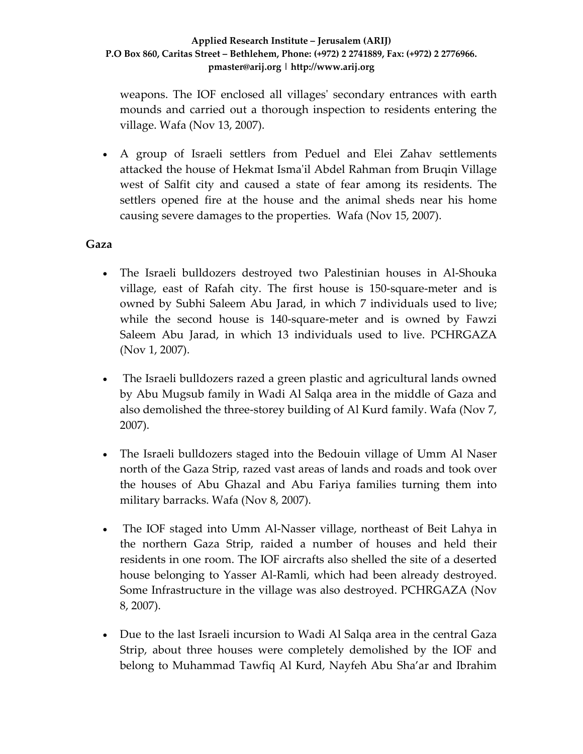weapons. The IOF enclosed all villages' secondary entrances with earth mounds and carried out a thorough inspection to residents entering the village. Wafa (Nov 13, 2007).

- A group of Israeli settlers from Peduel and Elei Zahav settlements attacked the house of Hekmat Isma'il Abdel Rahman from Bruqin Village west of Salfit city and caused a state of fear among its residents. The settlers opened fire at the house and the animal sheds near his home causing severe damages to the properties. Wafa (Nov 15, 2007).

**Gaza**

- The Israeli bulldozers destroyed two Palestinian houses in Al-Shouka village, east of Rafah city. The first house is 150-square-meter and is owned by Subhi Saleem Abu Jarad, in which 7 individuals used to live; while the second house is 140-square-meter and is owned by Fawzi Saleem Abu Jarad, in which 13 individuals used to live. PCHRGAZA (Nov 1, 2007).

- The Israeli bulldozers razed a green plastic and agricultural lands owned by Abu Mugsub family in Wadi Al Salqa area in the middle of Gaza and also demolished the three-storey building of Al Kurd family. Wafa (Nov 7, 2007).

- The Israeli bulldozers staged into the Bedouin village of Umm Al Naser north of the Gaza Strip, razed vast areas of lands and roads and took over the houses of Abu Ghazal and Abu Fariya families turning them into military barracks. Wafa (Nov 8, 2007).

- The IOF staged into Umm Al-Nasser village, northeast of Beit Lahya in the northern Gaza Strip, raided a number of houses and held their residents in one room. The IOF aircrafts also shelled the site of a deserted house belonging to Yasser Al-Ramli, which had been already destroyed. Some Infrastructure in the village was also destroyed. PCHRGAZA (Nov 8, 2007).

- Due to the last Israeli incursion to Wadi Al Salqa area in the central Gaza Strip, about three houses were completely demolished by the IOF and belong to Muhammad Tawfiq Al Kurd, Nayfeh Abu Sha'ar and Ibrahim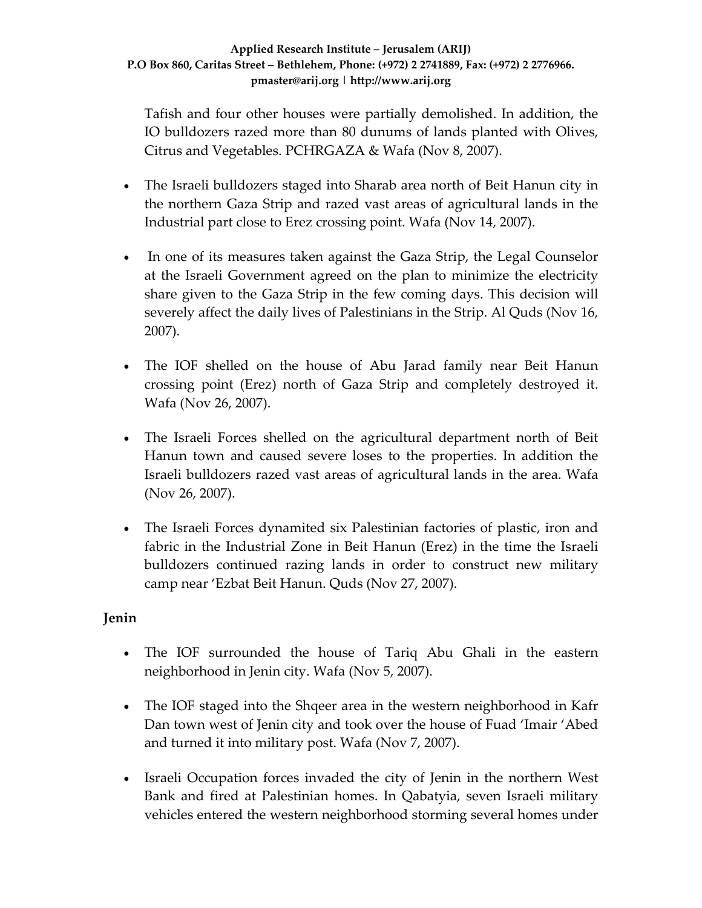Tafish and four other houses were partially demolished. In addition, the IO bulldozers razed more than 80 dunums of lands planted with Olives, Citrus and Vegetables. PCHRGAZA & Wafa (Nov 8, 2007).

- The Israeli bulldozers staged into Sharab area north of Beit Hanun city in the northern Gaza Strip and razed vast areas of agricultural lands in the Industrial part close to Erez crossing point. Wafa (Nov 14, 2007).

- In one of its measures taken against the Gaza Strip, the Legal Counselor at the Israeli Government agreed on the plan to minimize the electricity share given to the Gaza Strip in the few coming days. This decision will severely affect the daily lives of Palestinians in the Strip. Al Quds (Nov 16, 2007).

- The IOF shelled on the house of Abu Jarad family near Beit Hanun crossing point (Erez) north of Gaza Strip and completely destroyed it. Wafa (Nov 26, 2007).

- The Israeli Forces shelled on the agricultural department north of Beit Hanun town and caused severe loses to the properties. In addition the Israeli bulldozers razed vast areas of agricultural lands in the area. Wafa (Nov 26, 2007).

- The Israeli Forces dynamited six Palestinian factories of plastic, iron and fabric in the Industrial Zone in Beit Hanun (Erez) in the time the Israeli bulldozers continued razing lands in order to construct new military camp near 'Ezbat Beit Hanun. Quds (Nov 27, 2007).

## Jenin

- The IOF surrounded the house of Tariq Abu Ghali in the eastern neighborhood in Jenin city. Wafa (Nov 5, 2007).

- The IOF staged into the Shqeer area in the western neighborhood in Kafr Dan town west of Jenin city and took over the house of Fuad 'Imair 'Abed and turned it into military post. Wafa (Nov 7, 2007).

- Israeli Occupation forces invaded the city of Jenin in the northern West Bank and fired at Palestinian homes. In Qabatyia, seven Israeli military vehicles entered the western neighborhood storming several homes under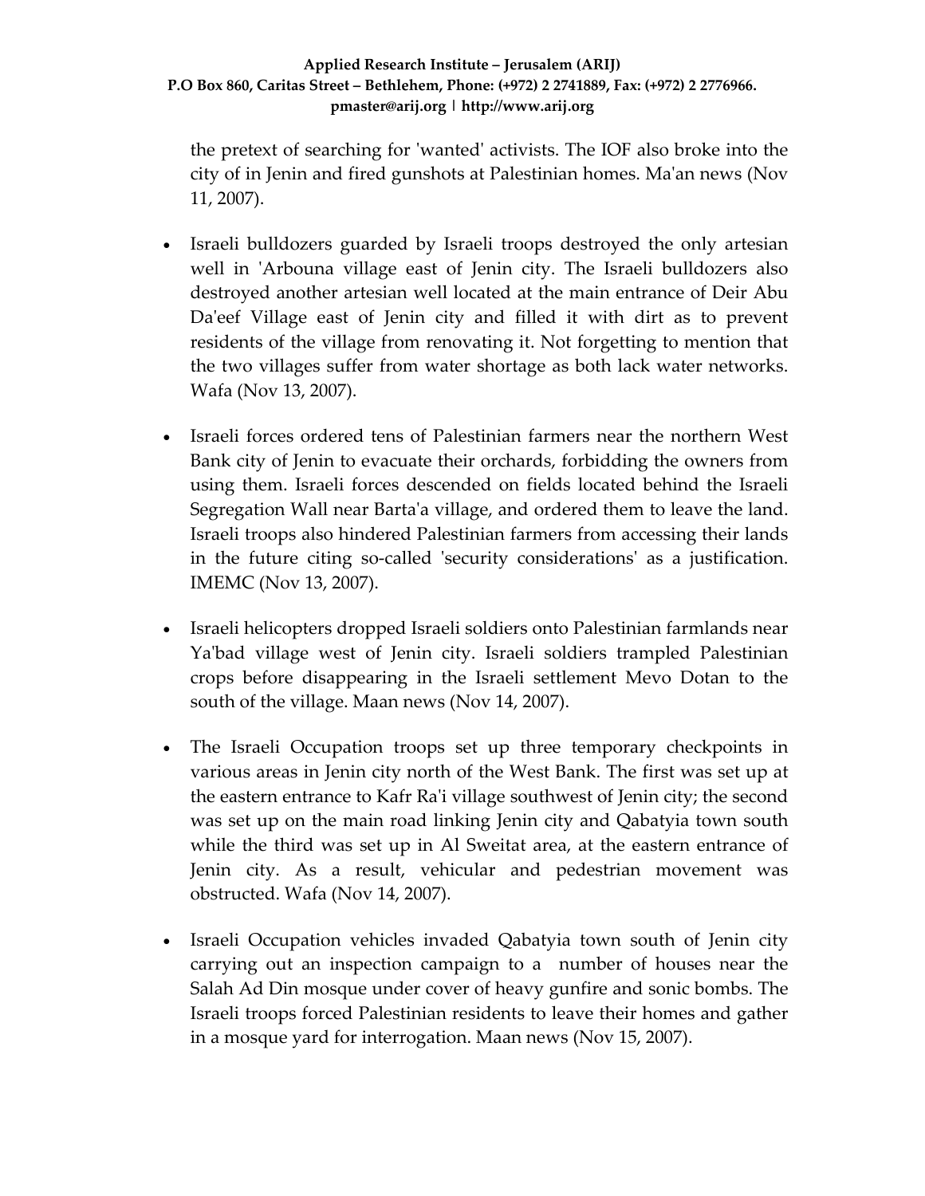the pretext of searching for 'wanted' activists. The IOF also broke into the city of in Jenin and fired gunshots at Palestinian homes. Ma'an news (Nov 11, 2007).

- Israeli bulldozers guarded by Israeli troops destroyed the only artesian well in 'Arbouna village east of Jenin city. The Israeli bulldozers also destroyed another artesian well located at the main entrance of Deir Abu Da'eef Village east of Jenin city and filled it with dirt as to prevent residents of the village from renovating it. Not forgetting to mention that the two villages suffer from water shortage as both lack water networks. Wafa (Nov 13, 2007).

- Israeli forces ordered tens of Palestinian farmers near the northern West Bank city of Jenin to evacuate their orchards, forbidding the owners from using them. Israeli forces descended on fields located behind the Israeli Segregation Wall near Barta'a village, and ordered them to leave the land. Israeli troops also hindered Palestinian farmers from accessing their lands in the future citing so-called 'security considerations' as a justification. IMEMC (Nov 13, 2007).

- Israeli helicopters dropped Israeli soldiers onto Palestinian farmlands near Ya'bad village west of Jenin city. Israeli soldiers trampled Palestinian crops before disappearing in the Israeli settlement Mevo Dotan to the south of the village. Maan news (Nov 14, 2007).

- The Israeli Occupation troops set up three temporary checkpoints in various areas in Jenin city north of the West Bank. The first was set up at the eastern entrance to Kafr Ra'i village southwest of Jenin city; the second was set up on the main road linking Jenin city and Qabatyia town south while the third was set up in Al Sweitat area, at the eastern entrance of Jenin city. As a result, vehicular and pedestrian movement was obstructed. Wafa (Nov 14, 2007).

- Israeli Occupation vehicles invaded Qabatyia town south of Jenin city carrying out an inspection campaign to a number of houses near the Salah Ad Din mosque under cover of heavy gunfire and sonic bombs. The Israeli troops forced Palestinian residents to leave their homes and gather in a mosque yard for interrogation. Maan news (Nov 15, 2007).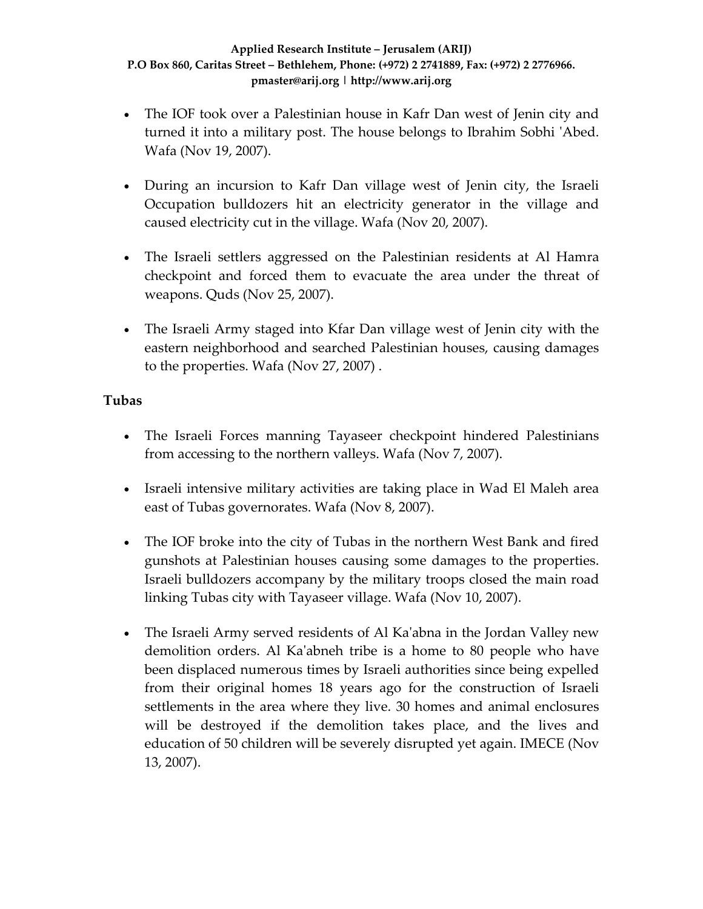- The IOF took over a Palestinian house in Kafr Dan west of Jenin city and turned it into a military post. The house belongs to Ibrahim Sobhi 'Abed. Wafa (Nov 19, 2007).

- During an incursion to Kafr Dan village west of Jenin city, the Israeli Occupation bulldozers hit an electricity generator in the village and caused electricity cut in the village. Wafa (Nov 20, 2007).

- The Israeli settlers aggressed on the Palestinian residents at Al Hamra checkpoint and forced them to evacuate the area under the threat of weapons. Quds (Nov 25, 2007).

- The Israeli Army staged into Kfar Dan village west of Jenin city with the eastern neighborhood and searched Palestinian houses, causing damages to the properties. Wafa (Nov 27, 2007) .

**Tubas**

- The Israeli Forces manning Tayaseer checkpoint hindered Palestinians from accessing to the northern valleys. Wafa (Nov 7, 2007).

- Israeli intensive military activities are taking place in Wad El Maleh area east of Tubas governorates. Wafa (Nov 8, 2007).

- The IOF broke into the city of Tubas in the northern West Bank and fired gunshots at Palestinian houses causing some damages to the properties. Israeli bulldozers accompany by the military troops closed the main road linking Tubas city with Tayaseer village. Wafa (Nov 10, 2007).

- The Israeli Army served residents of Al Ka'abna in the Jordan Valley new demolition orders. Al Ka'abneh tribe is a home to 80 people who have been displaced numerous times by Israeli authorities since being expelled from their original homes 18 years ago for the construction of Israeli settlements in the area where they live. 30 homes and animal enclosures will be destroyed if the demolition takes place, and the lives and education of 50 children will be severely disrupted yet again. IMECE (Nov 13, 2007).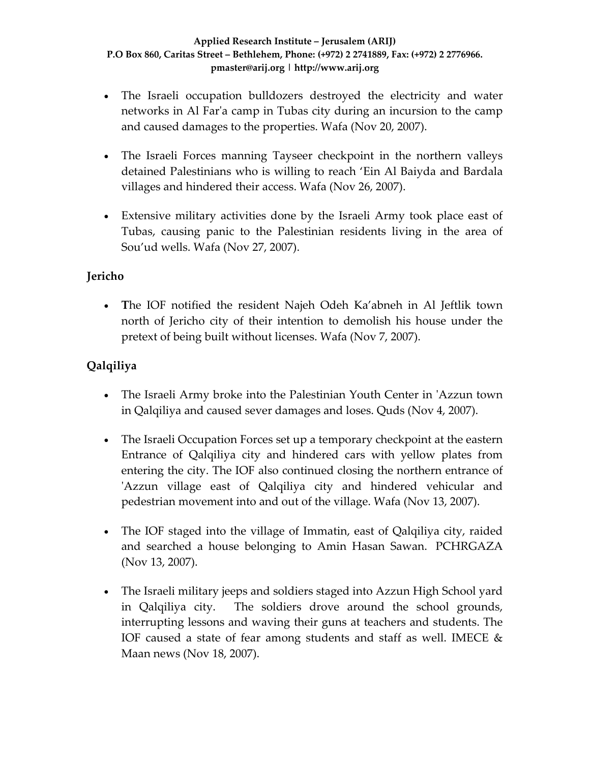- The Israeli occupation bulldozers destroyed the electricity and water networks in Al Far'a camp in Tubas city during an incursion to the camp and caused damages to the properties. Wafa (Nov 20, 2007).

- The Israeli Forces manning Tayseer checkpoint in the northern valleys detained Palestinians who is willing to reach 'Ein Al Baiyda and Bardala villages and hindered their access. Wafa (Nov 26, 2007).

- Extensive military activities done by the Israeli Army took place east of Tubas, causing panic to the Palestinian residents living in the area of Sou'ud wells. Wafa (Nov 27, 2007).

### Jericho

- **T**he IOF notified the resident Najeh Odeh Ka'abneh in Al Jeftlik town north of Jericho city of their intention to demolish his house under the pretext of being built without licenses. Wafa (Nov 7, 2007).

### Qalqiliya

- The Israeli Army broke into the Palestinian Youth Center in 'Azzun town in Qalqiliya and caused sever damages and loses. Quds (Nov 4, 2007).

- The Israeli Occupation Forces set up a temporary checkpoint at the eastern Entrance of Qalqiliya city and hindered cars with yellow plates from entering the city. The IOF also continued closing the northern entrance of 'Azzun village east of Qalqiliya city and hindered vehicular and pedestrian movement into and out of the village. Wafa (Nov 13, 2007).

- The IOF staged into the village of Immatin, east of Qalqiliya city, raided and searched a house belonging to Amin Hasan Sawan. PCHRGAZA (Nov 13, 2007).

- The Israeli military jeeps and soldiers staged into Azzun High School yard in Qalqiliya city. The soldiers drove around the school grounds, interrupting lessons and waving their guns at teachers and students. The IOF caused a state of fear among students and staff as well. IMECE & Maan news (Nov 18, 2007).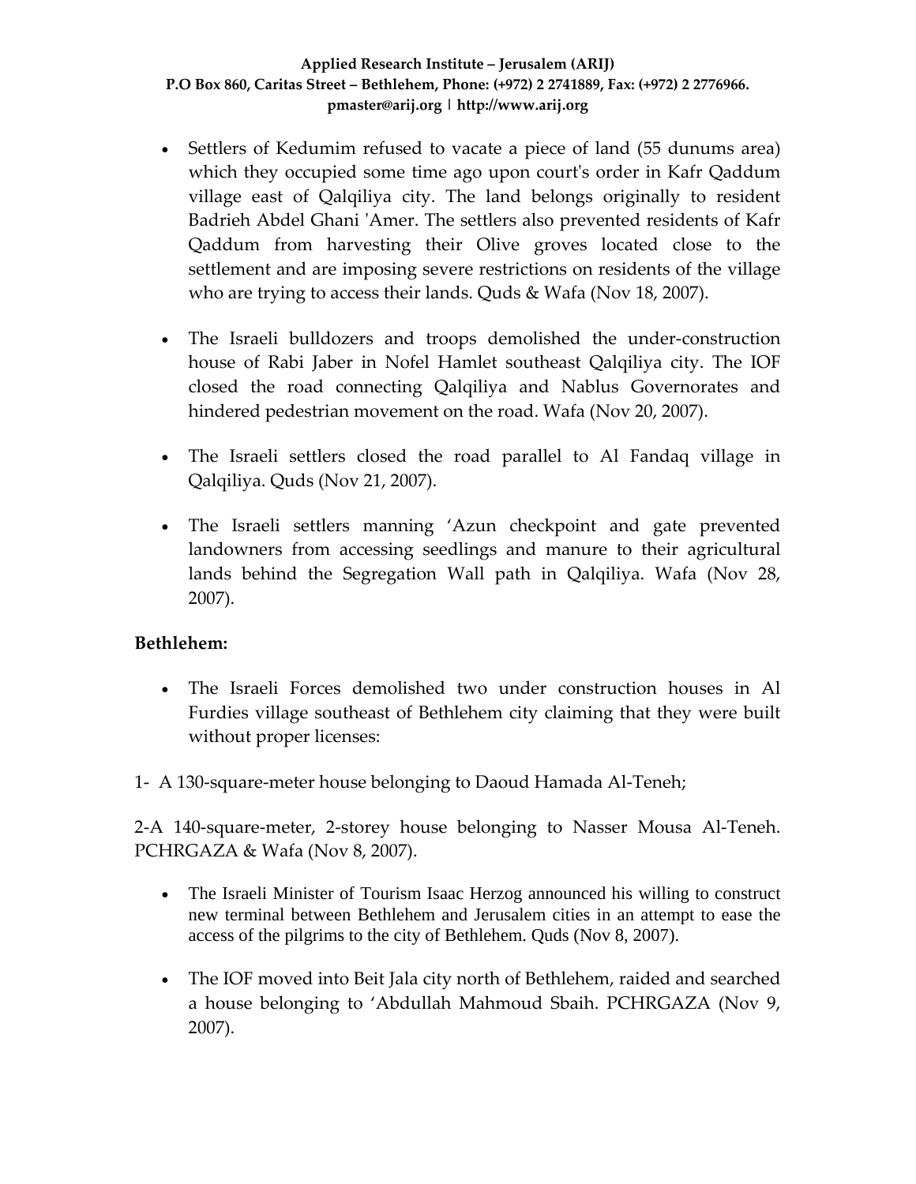- Settlers of Kedumim refused to vacate a piece of land (55 dunums area) which they occupied some time ago upon court's order in Kafr Qaddum village east of Qalqiliya city. The land belongs originally to resident Badrieh Abdel Ghani 'Amer. The settlers also prevented residents of Kafr Qaddum from harvesting their Olive groves located close to the settlement and are imposing severe restrictions on residents of the village who are trying to access their lands. Quds & Wafa (Nov 18, 2007).

- The Israeli bulldozers and troops demolished the under-construction house of Rabi Jaber in Nofel Hamlet southeast Qalqiliya city. The IOF closed the road connecting Qalqiliya and Nablus Governorates and hindered pedestrian movement on the road. Wafa (Nov 20, 2007).

- The Israeli settlers closed the road parallel to Al Fandaq village in Qalqiliya. Quds (Nov 21, 2007).

- The Israeli settlers manning 'Azun checkpoint and gate prevented landowners from accessing seedlings and manure to their agricultural lands behind the Segregation Wall path in Qalqiliya. Wafa (Nov 28, 2007).

**Bethlehem:**

- The Israeli Forces demolished two under construction houses in Al Furdies village southeast of Bethlehem city claiming that they were built without proper licenses:

1- A 130-square-meter house belonging to Daoud Hamada Al-Teneh;

2-A 140-square-meter, 2-storey house belonging to Nasser Mousa Al-Teneh. PCHRGAZA & Wafa (Nov 8, 2007).

- The Israeli Minister of Tourism Isaac Herzog announced his willing to construct new terminal between Bethlehem and Jerusalem cities in an attempt to ease the access of the pilgrims to the city of Bethlehem. Quds (Nov 8, 2007).

- The IOF moved into Beit Jala city north of Bethlehem, raided and searched a house belonging to 'Abdullah Mahmoud Sbaih. PCHRGAZA (Nov 9, 2007).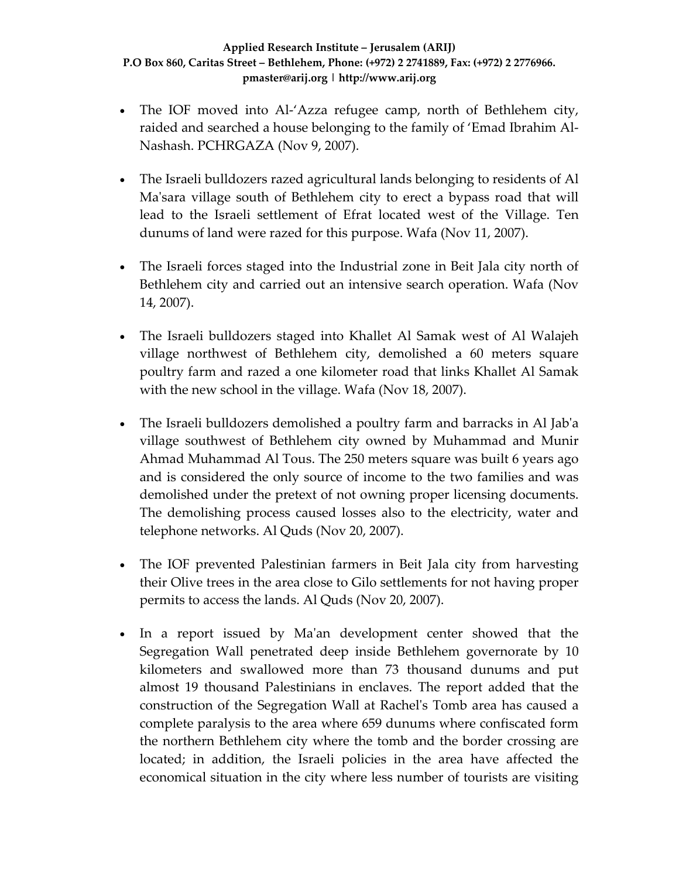- The IOF moved into Al-'Azza refugee camp, north of Bethlehem city, raided and searched a house belonging to the family of 'Emad Ibrahim Al-Nashash. PCHRGAZA (Nov 9, 2007).

- The Israeli bulldozers razed agricultural lands belonging to residents of Al Ma'sara village south of Bethlehem city to erect a bypass road that will lead to the Israeli settlement of Efrat located west of the Village. Ten dunums of land were razed for this purpose. Wafa (Nov 11, 2007).

- The Israeli forces staged into the Industrial zone in Beit Jala city north of Bethlehem city and carried out an intensive search operation. Wafa (Nov 14, 2007).

- The Israeli bulldozers staged into Khallet Al Samak west of Al Walajeh village northwest of Bethlehem city, demolished a 60 meters square poultry farm and razed a one kilometer road that links Khallet Al Samak with the new school in the village. Wafa (Nov 18, 2007).

- The Israeli bulldozers demolished a poultry farm and barracks in Al Jab'a village southwest of Bethlehem city owned by Muhammad and Munir Ahmad Muhammad Al Tous. The 250 meters square was built 6 years ago and is considered the only source of income to the two families and was demolished under the pretext of not owning proper licensing documents. The demolishing process caused losses also to the electricity, water and telephone networks. Al Quds (Nov 20, 2007).

- The IOF prevented Palestinian farmers in Beit Jala city from harvesting their Olive trees in the area close to Gilo settlements for not having proper permits to access the lands. Al Quds (Nov 20, 2007).

- In a report issued by Ma'an development center showed that the Segregation Wall penetrated deep inside Bethlehem governorate by 10 kilometers and swallowed more than 73 thousand dunums and put almost 19 thousand Palestinians in enclaves. The report added that the construction of the Segregation Wall at Rachel's Tomb area has caused a complete paralysis to the area where 659 dunums where confiscated form the northern Bethlehem city where the tomb and the border crossing are located; in addition, the Israeli policies in the area have affected the economical situation in the city where less number of tourists are visiting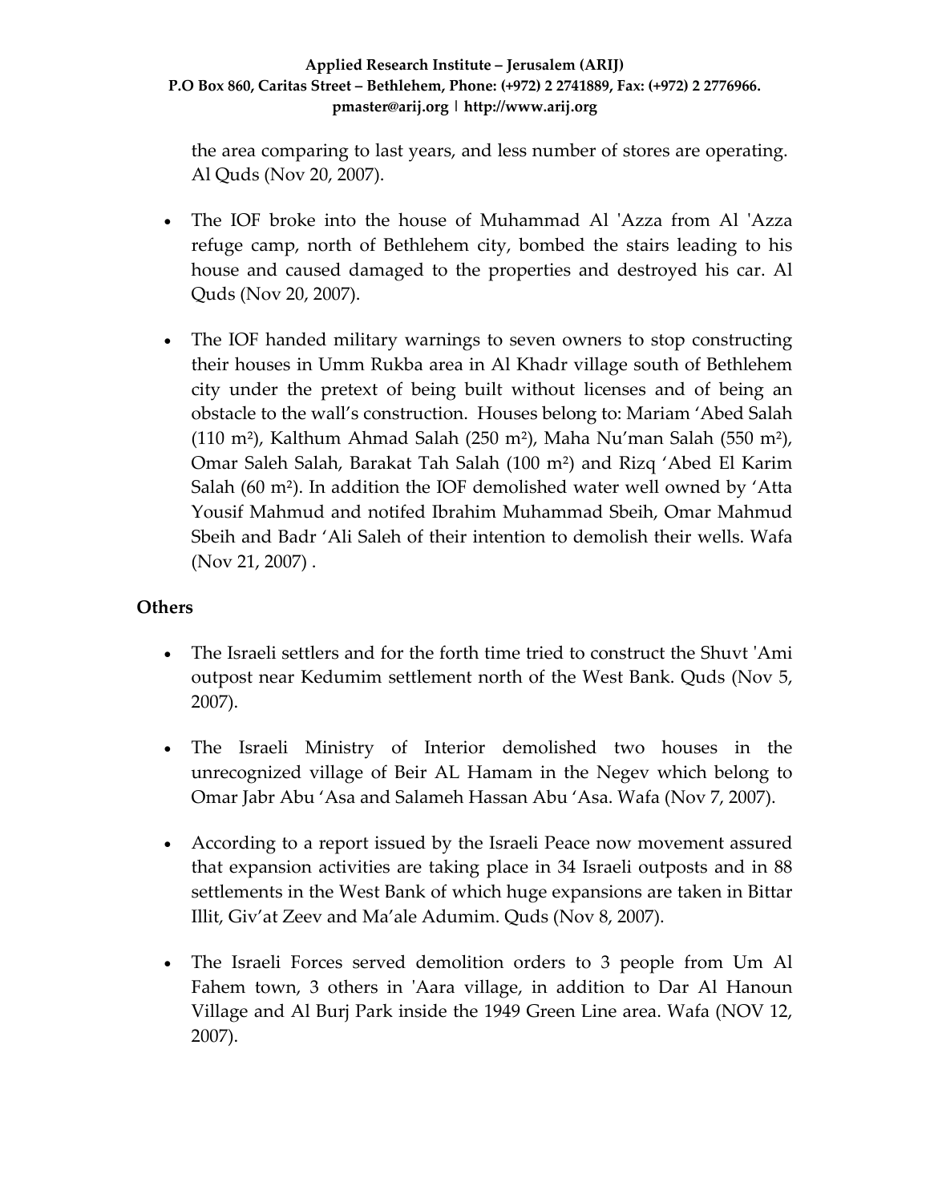the area comparing to last years, and less number of stores are operating. Al Quds (Nov 20, 2007).

- The IOF broke into the house of Muhammad Al 'Azza from Al 'Azza refuge camp, north of Bethlehem city, bombed the stairs leading to his house and caused damaged to the properties and destroyed his car. Al Quds (Nov 20, 2007).

- The IOF handed military warnings to seven owners to stop constructing their houses in Umm Rukba area in Al Khadr village south of Bethlehem city under the pretext of being built without licenses and of being an obstacle to the wall's construction. Houses belong to: Mariam 'Abed Salah (110 m²), Kalthum Ahmad Salah (250 m²), Maha Nu'man Salah (550 m²), Omar Saleh Salah, Barakat Tah Salah (100 m²) and Rizq 'Abed El Karim Salah (60 m²). In addition the IOF demolished water well owned by 'Atta Yousif Mahmud and notifed Ibrahim Muhammad Sbeih, Omar Mahmud Sbeih and Badr 'Ali Saleh of their intention to demolish their wells. Wafa (Nov 21, 2007) .

**Others**

- The Israeli settlers and for the forth time tried to construct the Shuvt 'Ami outpost near Kedumim settlement north of the West Bank. Quds (Nov 5, 2007).

- The Israeli Ministry of Interior demolished two houses in the unrecognized village of Beir AL Hamam in the Negev which belong to Omar Jabr Abu 'Asa and Salameh Hassan Abu 'Asa. Wafa (Nov 7, 2007).

- According to a report issued by the Israeli Peace now movement assured that expansion activities are taking place in 34 Israeli outposts and in 88 settlements in the West Bank of which huge expansions are taken in Bittar Illit, Giv'at Zeev and Ma'ale Adumim. Quds (Nov 8, 2007).

- The Israeli Forces served demolition orders to 3 people from Um Al Fahem town, 3 others in 'Aara village, in addition to Dar Al Hanoun Village and Al Burj Park inside the 1949 Green Line area. Wafa (NOV 12, 2007).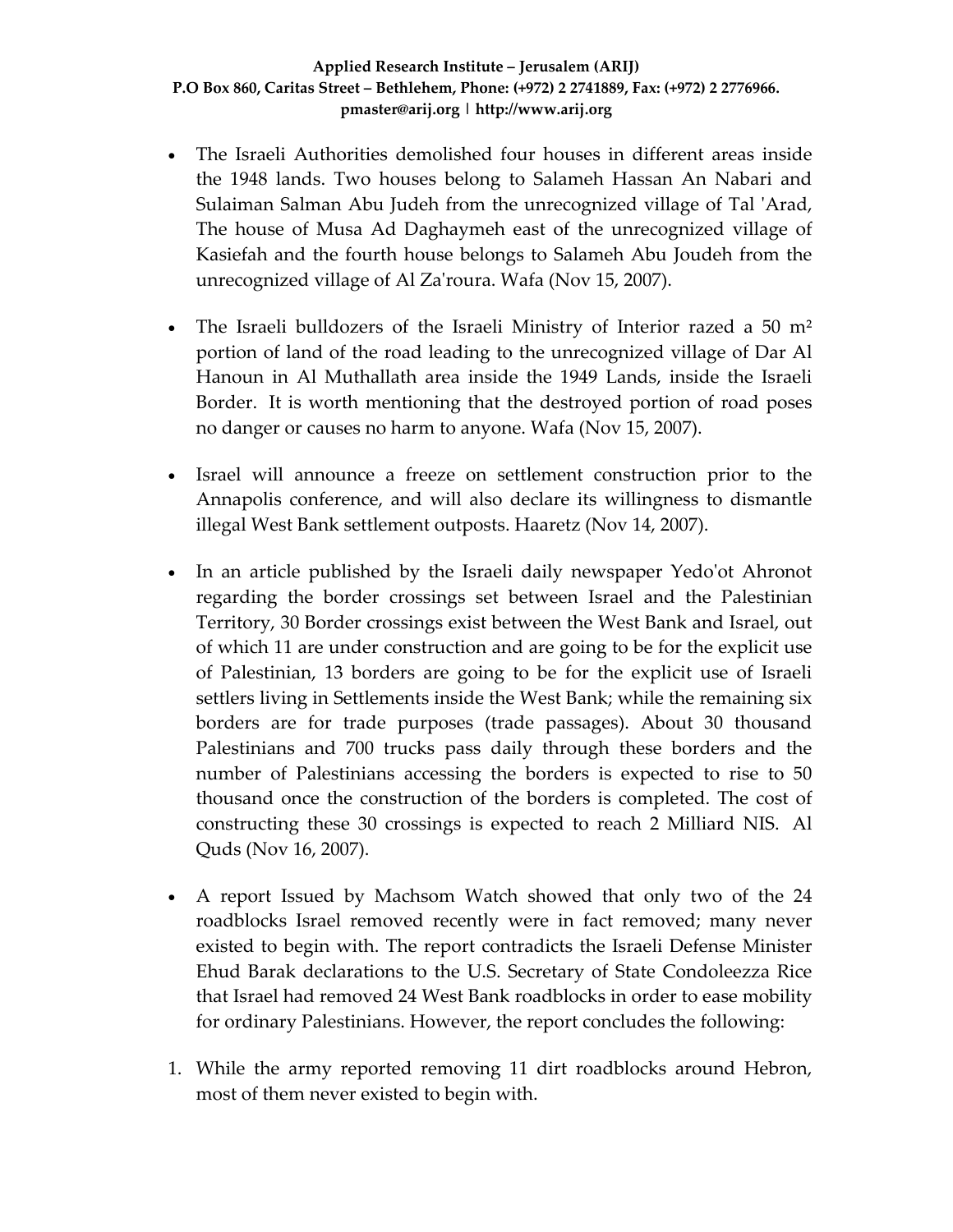- The Israeli Authorities demolished four houses in different areas inside the 1948 lands. Two houses belong to Salameh Hassan An Nabari and Sulaiman Salman Abu Judeh from the unrecognized village of Tal 'Arad, The house of Musa Ad Daghaymeh east of the unrecognized village of Kasiefah and the fourth house belongs to Salameh Abu Joudeh from the unrecognized village of Al Za'roura. Wafa (Nov 15, 2007).

- The Israeli bulldozers of the Israeli Ministry of Interior razed a 50 m² portion of land of the road leading to the unrecognized village of Dar Al Hanoun in Al Muthallath area inside the 1949 Lands, inside the Israeli Border. It is worth mentioning that the destroyed portion of road poses no danger or causes no harm to anyone. Wafa (Nov 15, 2007).

- Israel will announce a freeze on settlement construction prior to the Annapolis conference, and will also declare its willingness to dismantle illegal West Bank settlement outposts. Haaretz (Nov 14, 2007).

- In an article published by the Israeli daily newspaper Yedo'ot Ahronot regarding the border crossings set between Israel and the Palestinian Territory, 30 Border crossings exist between the West Bank and Israel, out of which 11 are under construction and are going to be for the explicit use of Palestinian, 13 borders are going to be for the explicit use of Israeli settlers living in Settlements inside the West Bank; while the remaining six borders are for trade purposes (trade passages). About 30 thousand Palestinians and 700 trucks pass daily through these borders and the number of Palestinians accessing the borders is expected to rise to 50 thousand once the construction of the borders is completed. The cost of constructing these 30 crossings is expected to reach 2 Milliard NIS. Al Quds (Nov 16, 2007).

- A report Issued by Machsom Watch showed that only two of the 24 roadblocks Israel removed recently were in fact removed; many never existed to begin with. The report contradicts the Israeli Defense Minister Ehud Barak declarations to the U.S. Secretary of State Condoleezza Rice that Israel had removed 24 West Bank roadblocks in order to ease mobility for ordinary Palestinians. However, the report concludes the following:

1. While the army reported removing 11 dirt roadblocks around Hebron, most of them never existed to begin with.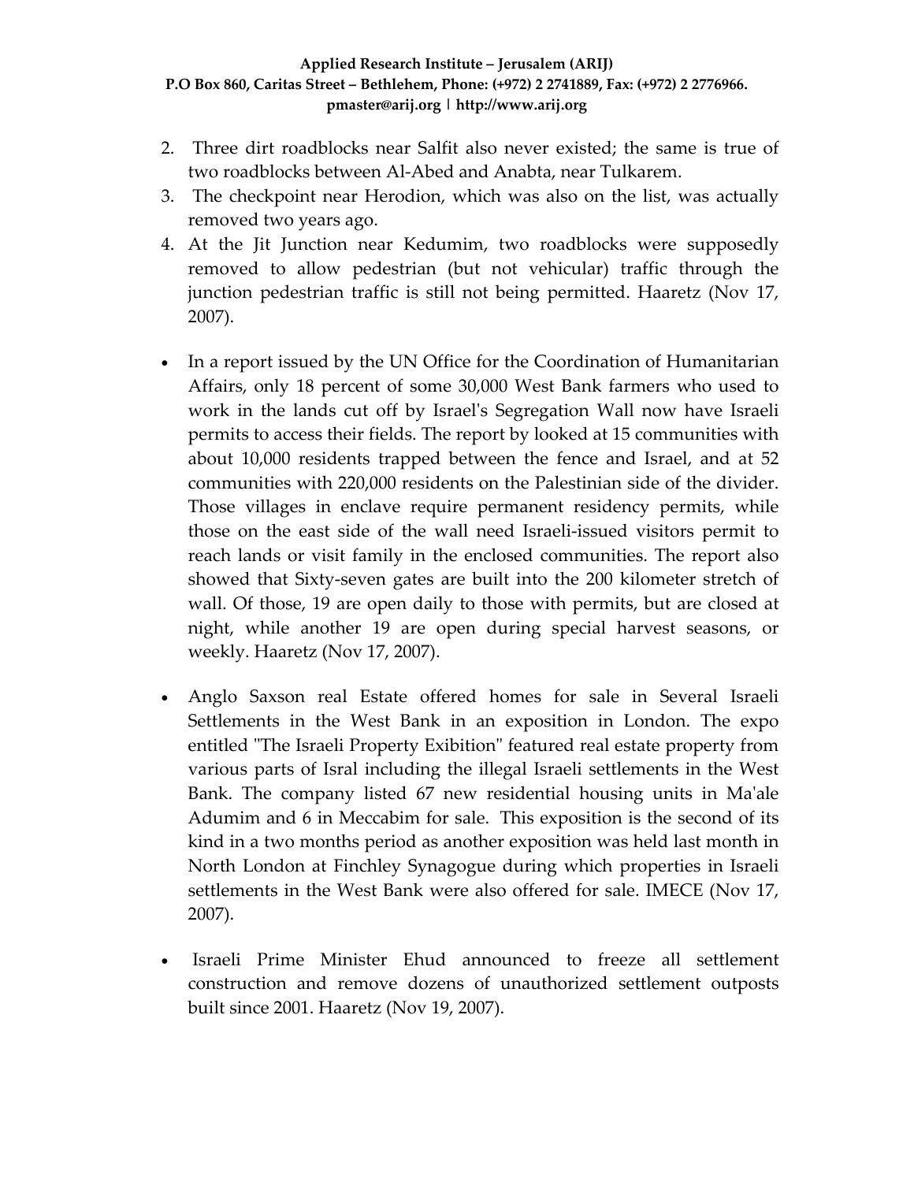2. Three dirt roadblocks near Salfit also never existed; the same is true of two roadblocks between Al-Abed and Anabta, near Tulkarem.
3. The checkpoint near Herodion, which was also on the list, was actually removed two years ago.
4. At the Jit Junction near Kedumim, two roadblocks were supposedly removed to allow pedestrian (but not vehicular) traffic through the junction pedestrian traffic is still not being permitted. Haaretz (Nov 17, 2007).

- In a report issued by the UN Office for the Coordination of Humanitarian Affairs, only 18 percent of some 30,000 West Bank farmers who used to work in the lands cut off by Israel's Segregation Wall now have Israeli permits to access their fields. The report by looked at 15 communities with about 10,000 residents trapped between the fence and Israel, and at 52 communities with 220,000 residents on the Palestinian side of the divider. Those villages in enclave require permanent residency permits, while those on the east side of the wall need Israeli-issued visitors permit to reach lands or visit family in the enclosed communities. The report also showed that Sixty-seven gates are built into the 200 kilometer stretch of wall. Of those, 19 are open daily to those with permits, but are closed at night, while another 19 are open during special harvest seasons, or weekly. Haaretz (Nov 17, 2007).

- Anglo Saxson real Estate offered homes for sale in Several Israeli Settlements in the West Bank in an exposition in London. The expo entitled "The Israeli Property Exibition" featured real estate property from various parts of Isral including the illegal Israeli settlements in the West Bank. The company listed 67 new residential housing units in Ma'ale Adumim and 6 in Meccabim for sale. This exposition is the second of its kind in a two months period as another exposition was held last month in North London at Finchley Synagogue during which properties in Israeli settlements in the West Bank were also offered for sale. IMECE (Nov 17, 2007).

- Israeli Prime Minister Ehud announced to freeze all settlement construction and remove dozens of unauthorized settlement outposts built since 2001. Haaretz (Nov 19, 2007).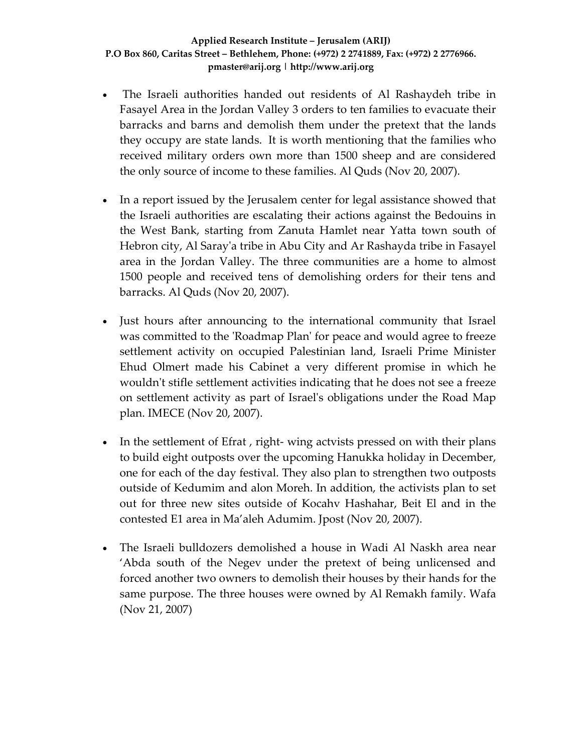- The Israeli authorities handed out residents of Al Rashaydeh tribe in Fasayel Area in the Jordan Valley 3 orders to ten families to evacuate their barracks and barns and demolish them under the pretext that the lands they occupy are state lands. It is worth mentioning that the families who received military orders own more than 1500 sheep and are considered the only source of income to these families. Al Quds (Nov 20, 2007).

- In a report issued by the Jerusalem center for legal assistance showed that the Israeli authorities are escalating their actions against the Bedouins in the West Bank, starting from Zanuta Hamlet near Yatta town south of Hebron city, Al Saray'a tribe in Abu City and Ar Rashayda tribe in Fasayel area in the Jordan Valley. The three communities are a home to almost 1500 people and received tens of demolishing orders for their tens and barracks. Al Quds (Nov 20, 2007).

- Just hours after announcing to the international community that Israel was committed to the 'Roadmap Plan' for peace and would agree to freeze settlement activity on occupied Palestinian land, Israeli Prime Minister Ehud Olmert made his Cabinet a very different promise in which he wouldn't stifle settlement activities indicating that he does not see a freeze on settlement activity as part of Israel's obligations under the Road Map plan. IMECE (Nov 20, 2007).

- In the settlement of Efrat , right- wing actvists pressed on with their plans to build eight outposts over the upcoming Hanukka holiday in December, one for each of the day festival. They also plan to strengthen two outposts outside of Kedumim and alon Moreh. In addition, the activists plan to set out for three new sites outside of Kocahv Hashahar, Beit El and in the contested E1 area in Ma'aleh Adumim. Jpost (Nov 20, 2007).

- The Israeli bulldozers demolished a house in Wadi Al Naskh area near 'Abda south of the Negev under the pretext of being unlicensed and forced another two owners to demolish their houses by their hands for the same purpose. The three houses were owned by Al Remakh family. Wafa (Nov 21, 2007)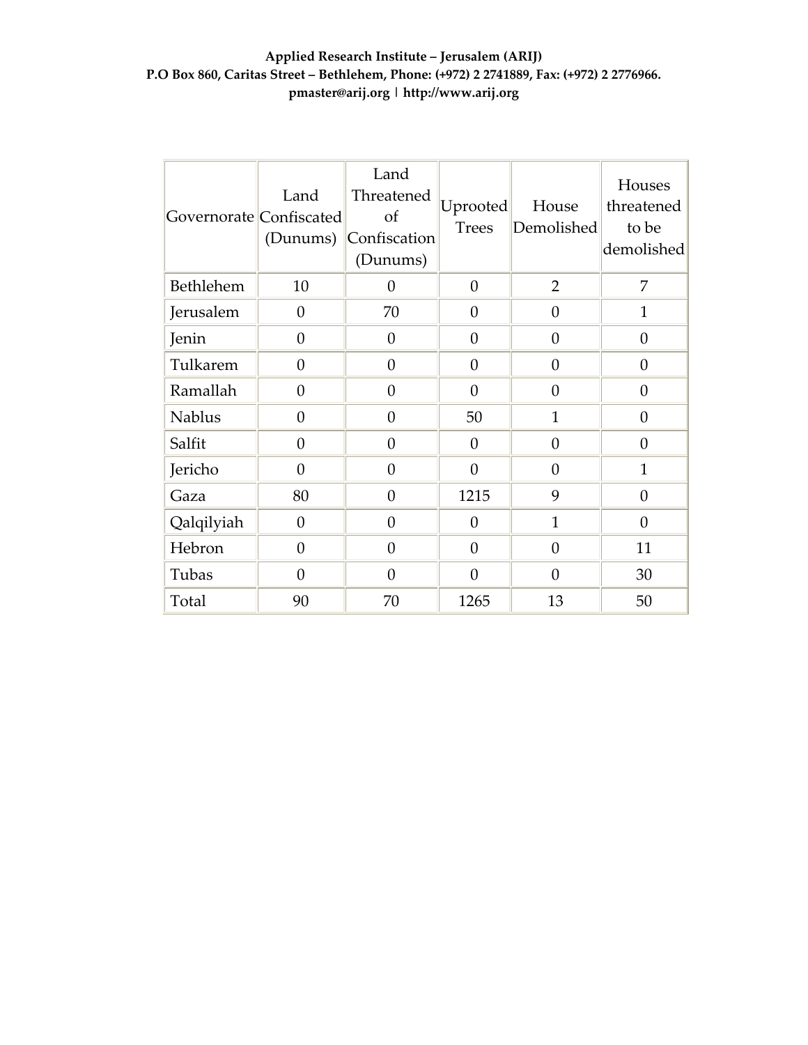| Governorate | Land Confiscated (Dunums) | Land Threatened of Confiscation (Dunums) | Uprooted Trees | House Demolished | Houses threatened to be demolished |
|---|---|---|---|---|---|
| Bethlehem | 10 | 0 | 0 | 2 | 7 |
| Jerusalem | 0 | 70 | 0 | 0 | 1 |
| Jenin | 0 | 0 | 0 | 0 | 0 |
| Tulkarem | 0 | 0 | 0 | 0 | 0 |
| Ramallah | 0 | 0 | 0 | 0 | 0 |
| Nablus | 0 | 0 | 50 | 1 | 0 |
| Salfit | 0 | 0 | 0 | 0 | 0 |
| Jericho | 0 | 0 | 0 | 0 | 1 |
| Gaza | 80 | 0 | 1215 | 9 | 0 |
| Qalqilyiah | 0 | 0 | 0 | 1 | 0 |
| Hebron | 0 | 0 | 0 | 0 | 11 |
| Tubas | 0 | 0 | 0 | 0 | 30 |
| Total | 90 | 70 | 1265 | 13 | 50 |